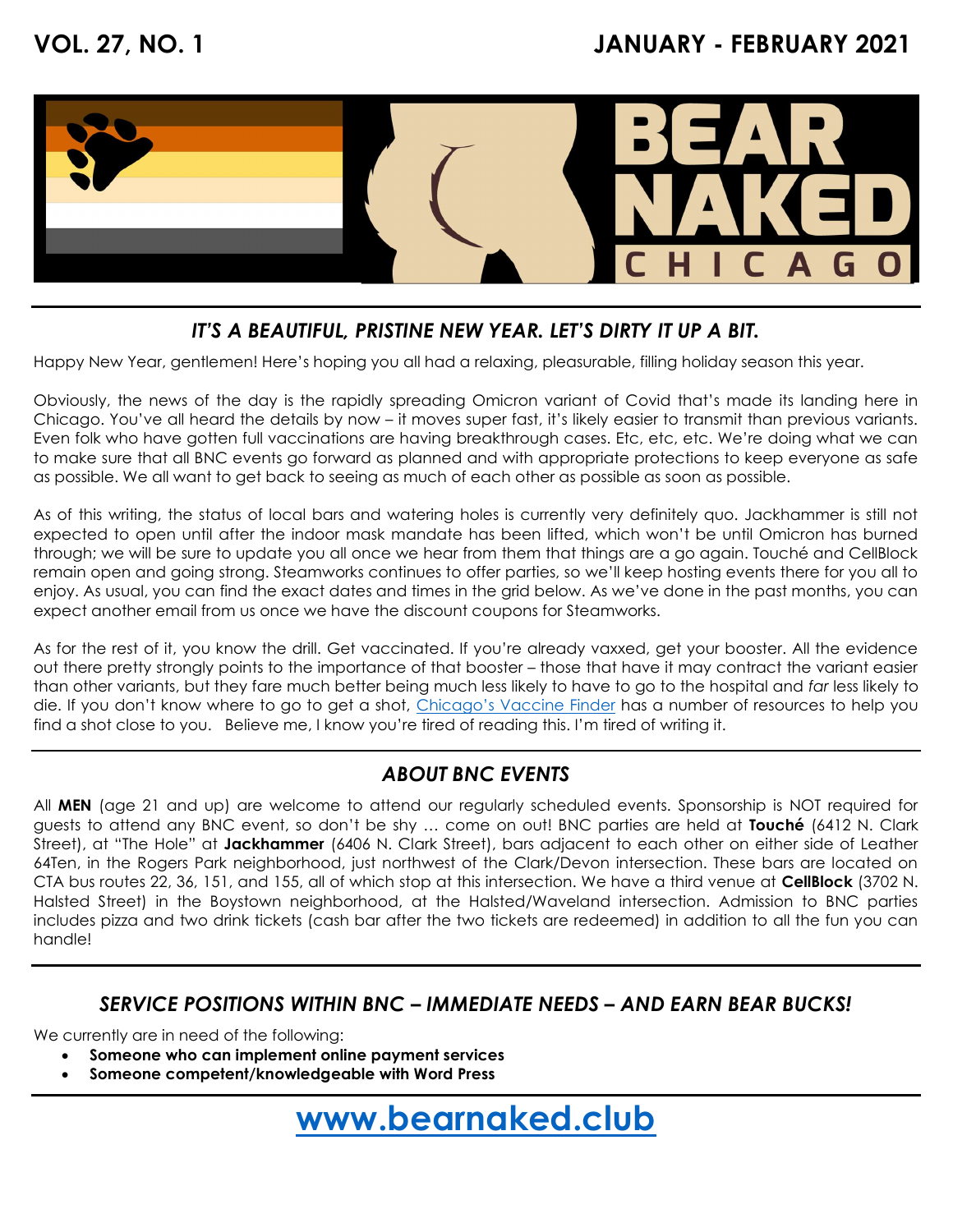# BEAR NAKED CHICAGO

VOL. 27, NO. 1 — JANUARY - FEBRUARY 2021

## *IT'S A BEAUTIFUL, PRISTINE NEW YEAR. LET'S DIRTY IT UP A BIT.*

Happy New Year, gentlemen! Here's hoping you all had a relaxing, pleasurable, filling holiday season this year.

Obviously, the news of the day is the rapidly spreading Omicron variant of Covid that's made its landing here in Chicago. You've all heard the details by now – it moves super fast, it's likely easier to transmit than previous variants. Even folk who have gotten full vaccinations are having breakthrough cases. Etc, etc, etc. We're doing what we can to make sure that all BNC events go forward as planned and with appropriate protections to keep everyone as safe as possible. We all want to get back to seeing as much of each other as possible as soon as possible.

As of this writing, the status of local bars and watering holes is currently very definitely quo. Jackhammer is still not expected to open until after the indoor mask mandate has been lifted, which won't be until Omicron has burned through; we will be sure to update you all once we hear from them that things are a go again. Touché and CellBlock remain open and going strong. Steamworks continues to offer parties, so we'll keep hosting events there for you all to enjoy. As usual, you can find the exact dates and times in the grid below. As we've done in the past months, you can expect another email from us once we have the discount coupons for Steamworks.

As for the rest of it, you know the drill. Get vaccinated. If you're already vaxxed, get your booster. All the evidence out there pretty strongly points to the importance of that booster – those that have it may contract the variant easier than other variants, but they fare much better being much less likely to have to go to the hospital and *far* less likely to die. If you don't know where to go to get a shot, [Chicago's Vaccine Finder](#) has a number of resources to help you find a shot close to you. Believe me, I know you're tired of reading this. I'm tired of writing it.

## *ABOUT BNC EVENTS*

All **MEN** (age 21 and up) are welcome to attend our regularly scheduled events. Sponsorship is NOT required for guests to attend any BNC event, so don't be shy … come on out! BNC parties are held at **Touché** (6412 N. Clark Street), at "The Hole" at **Jackhammer** (6406 N. Clark Street), bars adjacent to each other on either side of Leather 64Ten, in the Rogers Park neighborhood, just northwest of the Clark/Devon intersection. These bars are located on CTA bus routes 22, 36, 151, and 155, all of which stop at this intersection. We have a third venue at **CellBlock** (3702 N. Halsted Street) in the Boystown neighborhood, at the Halsted/Waveland intersection. Admission to BNC parties includes pizza and two drink tickets (cash bar after the two tickets are redeemed) in addition to all the fun you can handle!

## *SERVICE POSITIONS WITHIN BNC – IMMEDIATE NEEDS – AND EARN BEAR BUCKS!*

We currently are in need of the following:

- **Someone who can implement online payment services**
- **Someone competent/knowledgeable with Word Press**

## [www.bearnaked.club](http://www.bearnaked.club)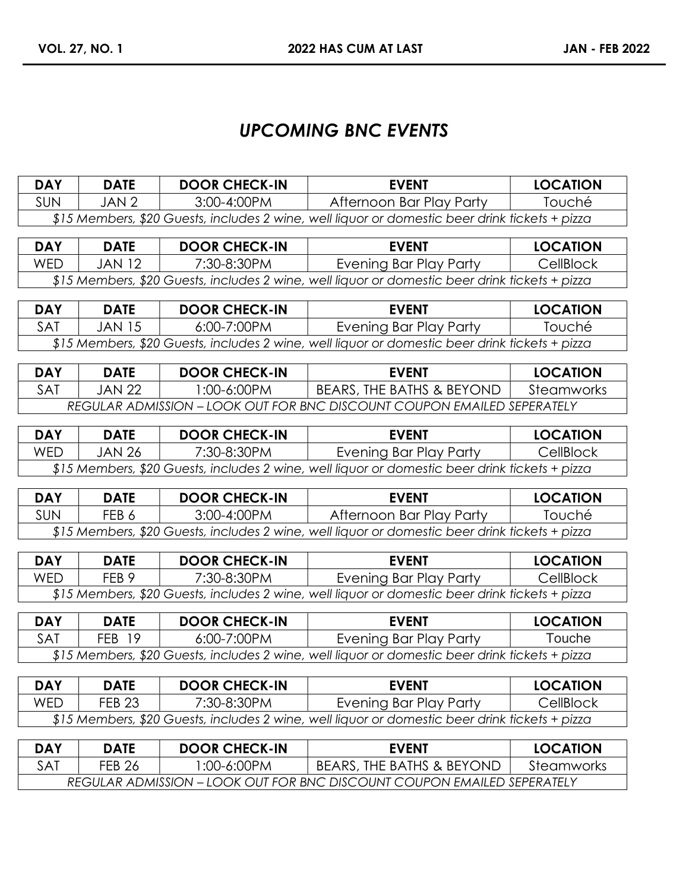## *UPCOMING BNC EVENTS*

| DAY | DATE | DOOR CHECK-IN | EVENT | LOCATION |
|---|---|---|---|---|
| SUN | JAN 2 | 3:00-4:00PM | Afternoon Bar Play Party | Touché |
| *$15 Members, $20 Guests, includes 2 wine, well liquor or domestic beer drink tickets + pizza* | | | | |

| DAY | DATE | DOOR CHECK-IN | EVENT | LOCATION |
|---|---|---|---|---|
| WED | JAN 12 | 7:30-8:30PM | Evening Bar Play Party | CellBlock |
| *$15 Members, $20 Guests, includes 2 wine, well liquor or domestic beer drink tickets + pizza* | | | | |

| DAY | DATE | DOOR CHECK-IN | EVENT | LOCATION |
|---|---|---|---|---|
| SAT | JAN 15 | 6:00-7:00PM | Evening Bar Play Party | Touché |
| *$15 Members, $20 Guests, includes 2 wine, well liquor or domestic beer drink tickets + pizza* | | | | |

| DAY | DATE | DOOR CHECK-IN | EVENT | LOCATION |
|---|---|---|---|---|
| SAT | JAN 22 | 1:00-6:00PM | BEARS, THE BATHS & BEYOND | Steamworks |
| *REGULAR ADMISSION – LOOK OUT FOR BNC DISCOUNT COUPON EMAILED SEPERATELY* | | | | |

| DAY | DATE | DOOR CHECK-IN | EVENT | LOCATION |
|---|---|---|---|---|
| WED | JAN 26 | 7:30-8:30PM | Evening Bar Play Party | CellBlock |
| *$15 Members, $20 Guests, includes 2 wine, well liquor or domestic beer drink tickets + pizza* | | | | |

| DAY | DATE | DOOR CHECK-IN | EVENT | LOCATION |
|---|---|---|---|---|
| SUN | FEB 6 | 3:00-4:00PM | Afternoon Bar Play Party | Touché |
| *$15 Members, $20 Guests, includes 2 wine, well liquor or domestic beer drink tickets + pizza* | | | | |

| DAY | DATE | DOOR CHECK-IN | EVENT | LOCATION |
|---|---|---|---|---|
| WED | FEB 9 | 7:30-8:30PM | Evening Bar Play Party | CellBlock |
| *$15 Members, $20 Guests, includes 2 wine, well liquor or domestic beer drink tickets + pizza* | | | | |

| DAY | DATE | DOOR CHECK-IN | EVENT | LOCATION |
|---|---|---|---|---|
| SAT | FEB 19 | 6:00-7:00PM | Evening Bar Play Party | Touche |
| *$15 Members, $20 Guests, includes 2 wine, well liquor or domestic beer drink tickets + pizza* | | | | |

| DAY | DATE | DOOR CHECK-IN | EVENT | LOCATION |
|---|---|---|---|---|
| WED | FEB 23 | 7:30-8:30PM | Evening Bar Play Party | CellBlock |
| *$15 Members, $20 Guests, includes 2 wine, well liquor or domestic beer drink tickets + pizza* | | | | |

| DAY | DATE | DOOR CHECK-IN | EVENT | LOCATION |
|---|---|---|---|---|
| SAT | FEB 26 | 1:00-6:00PM | BEARS, THE BATHS & BEYOND | Steamworks |
| *REGULAR ADMISSION – LOOK OUT FOR BNC DISCOUNT COUPON EMAILED SEPERATELY* | | | | |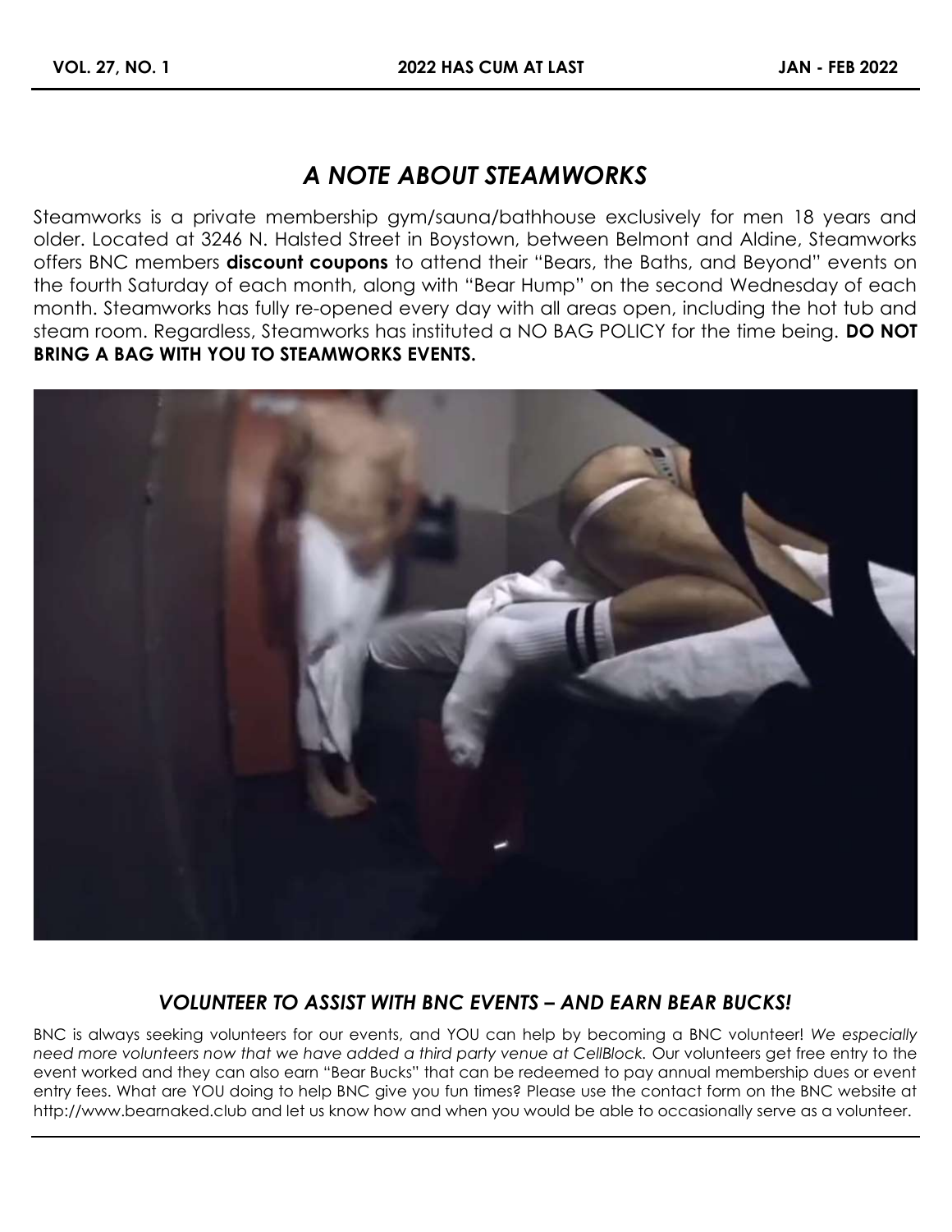## *A NOTE ABOUT STEAMWORKS*

Steamworks is a private membership gym/sauna/bathhouse exclusively for men 18 years and older. Located at 3246 N. Halsted Street in Boystown, between Belmont and Aldine, Steamworks offers BNC members **discount coupons** to attend their "Bears, the Baths, and Beyond" events on the fourth Saturday of each month, along with "Bear Hump" on the second Wednesday of each month. Steamworks has fully re-opened every day with all areas open, including the hot tub and steam room. Regardless, Steamworks has instituted a NO BAG POLICY for the time being. **DO NOT BRING A BAG WITH YOU TO STEAMWORKS EVENTS.**

## *VOLUNTEER TO ASSIST WITH BNC EVENTS – AND EARN BEAR BUCKS!*

BNC is always seeking volunteers for our events, and YOU can help by becoming a BNC volunteer! *We especially need more volunteers now that we have added a third party venue at CellBlock.* Our volunteers get free entry to the event worked and they can also earn "Bear Bucks" that can be redeemed to pay annual membership dues or event entry fees. What are YOU doing to help BNC give you fun times? Please use the contact form on the BNC website at http://www.bearnaked.club and let us know how and when you would be able to occasionally serve as a volunteer.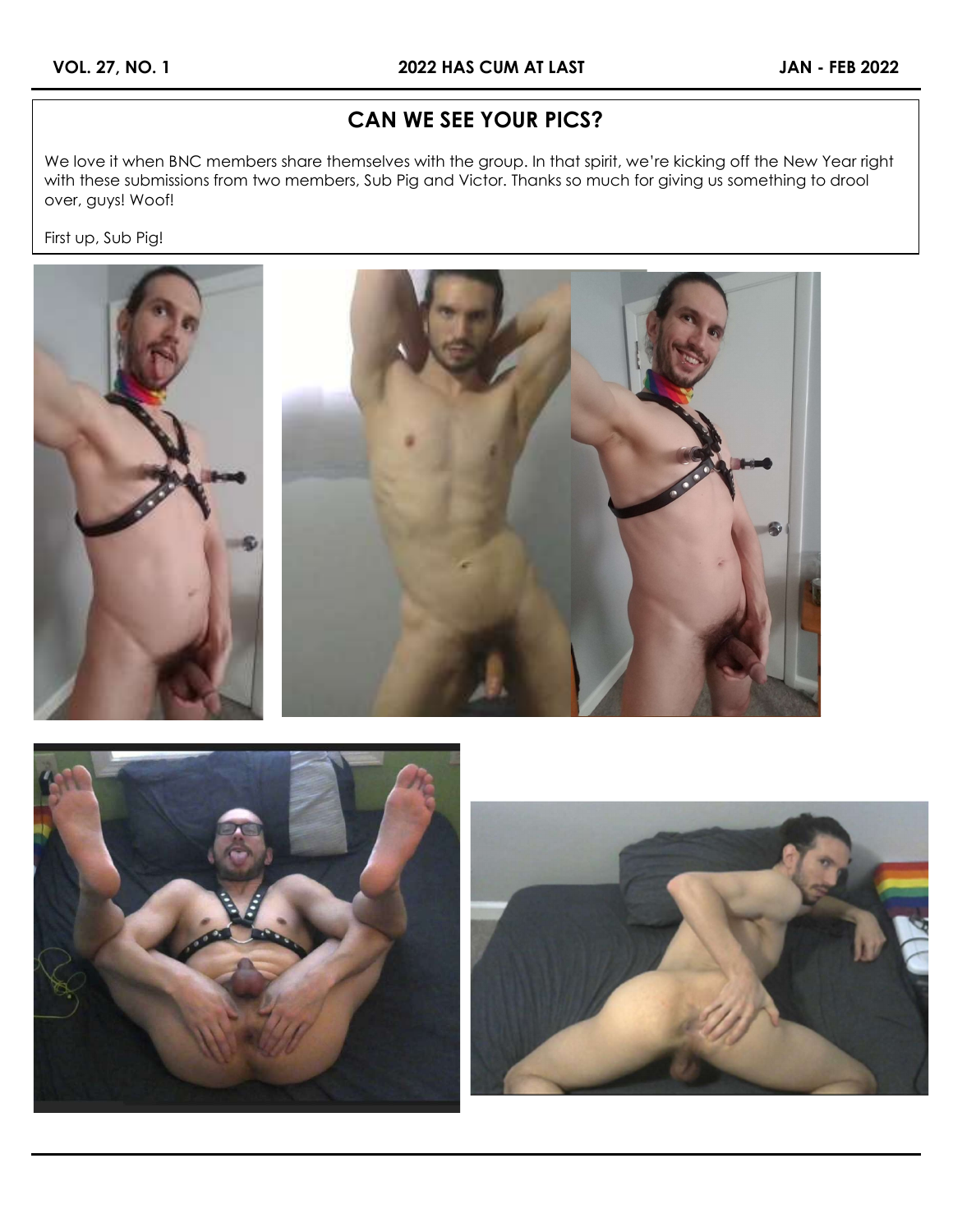## CAN WE SEE YOUR PICS?

We love it when BNC members share themselves with the group. In that spirit, we're kicking off the New Year right with these submissions from two members, Sub Pig and Victor. Thanks so much for giving us something to drool over, guys! Woof!

First up, Sub Pig!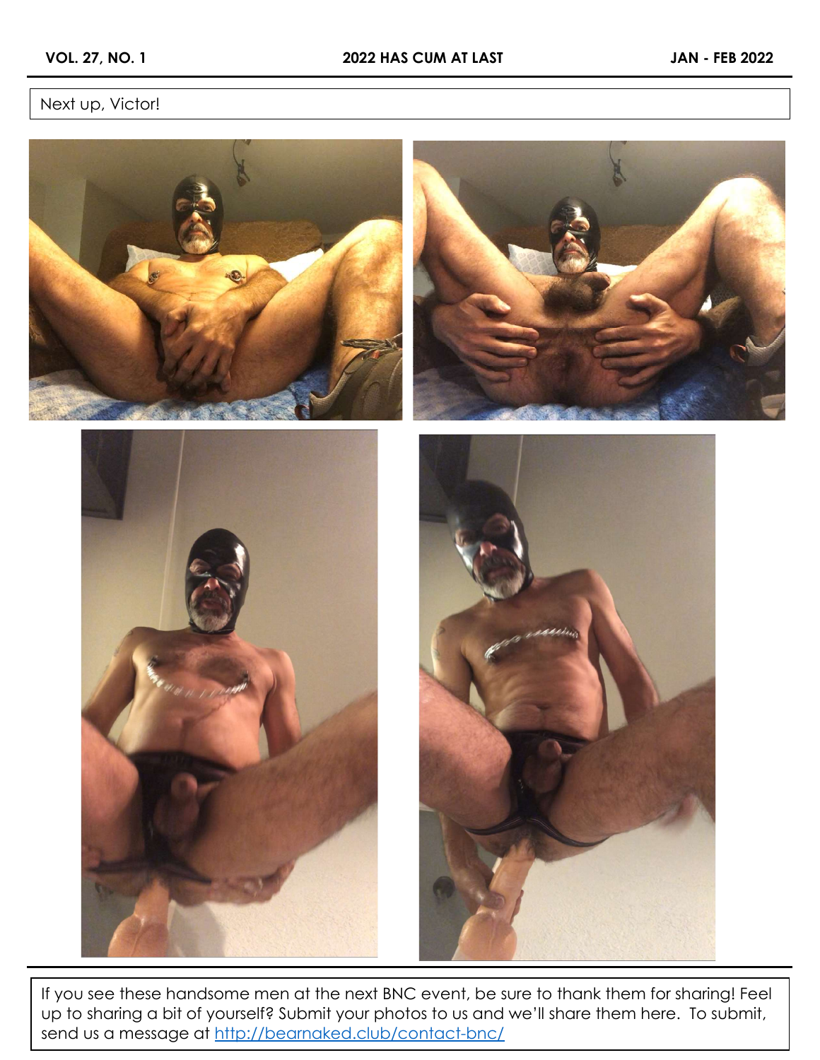Next up, Victor!

If you see these handsome men at the next BNC event, be sure to thank them for sharing! Feel up to sharing a bit of yourself? Submit your photos to us and we'll share them here. To submit, send us a message at [http://bearnaked.club/contact-bnc/](http://bearnaked.club/contact-bnc/)